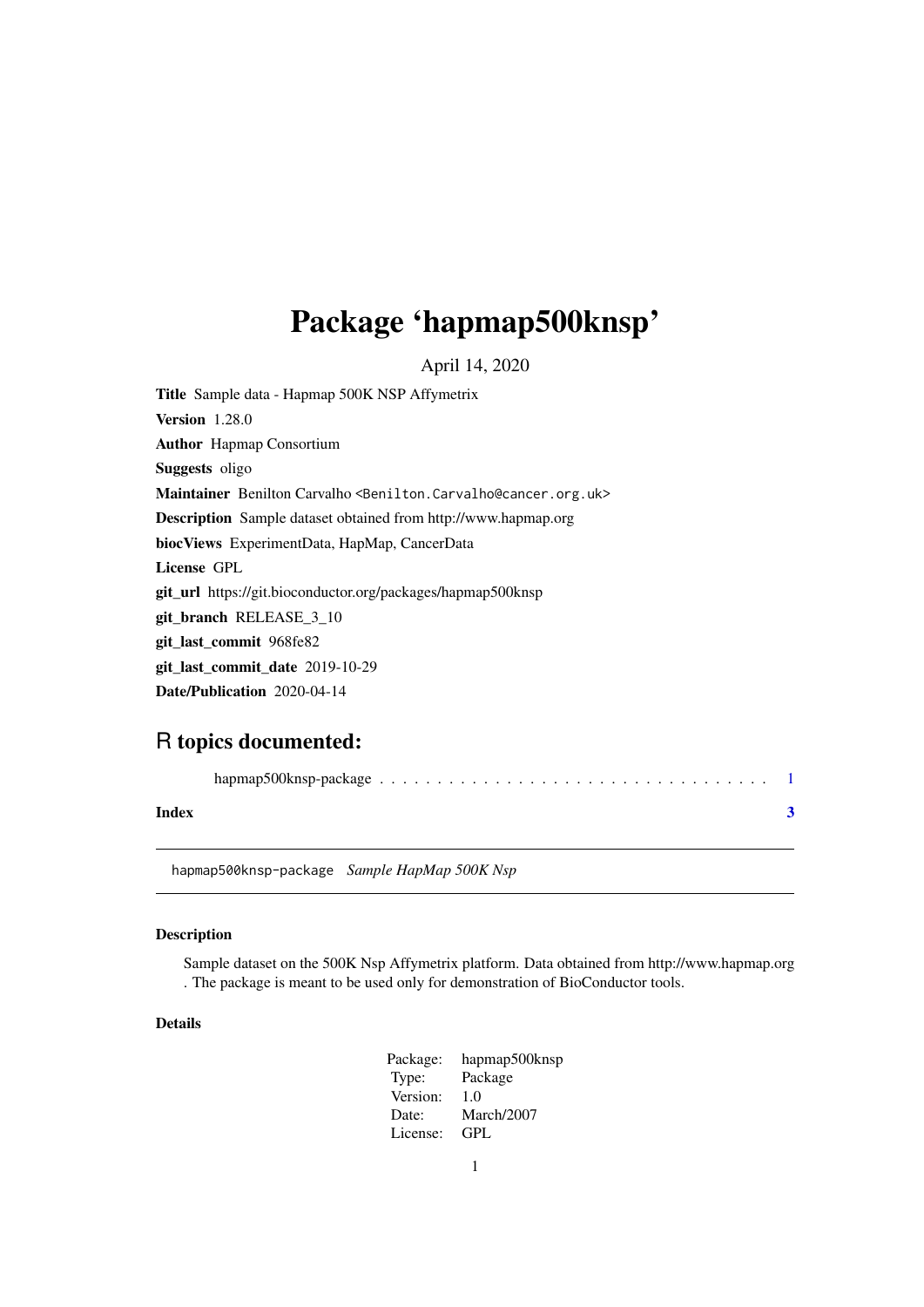# Package 'hapmap500knsp'

April 14, 2020

**Title** Sample data - Hapmap 500K NSP Affymetrix

**Version** 1.28.0

**Author** Hapmap Consortium

**Suggests** oligo

**Maintainer** Benilton Carvalho <Benilton.Carvalho@cancer.org.uk>

**Description** Sample dataset obtained from http://www.hapmap.org

**biocViews** ExperimentData, HapMap, CancerData

**License** GPL

**git_url** https://git.bioconductor.org/packages/hapmap500knsp

**git_branch** RELEASE_3_10

**git_last_commit** 968fe82

**git_last_commit_date** 2019-10-29

**Date/Publication** 2020-04-14

## R topics documented:

hapmap500knsp-package . . . . . . . . . . . . . . . . . . . . . . . . . . . . . . . . . 1

**Index** **3**

---

hapmap500knsp-package *Sample HapMap 500K Nsp*

---

### Description

Sample dataset on the 500K Nsp Affymetrix platform. Data obtained from http://www.hapmap.org . The package is meant to be used only for demonstration of BioConductor tools.

### Details

| | |
|---|---|
| Package: | hapmap500knsp |
| Type: | Package |
| Version: | 1.0 |
| Date: | March/2007 |
| License: | GPL |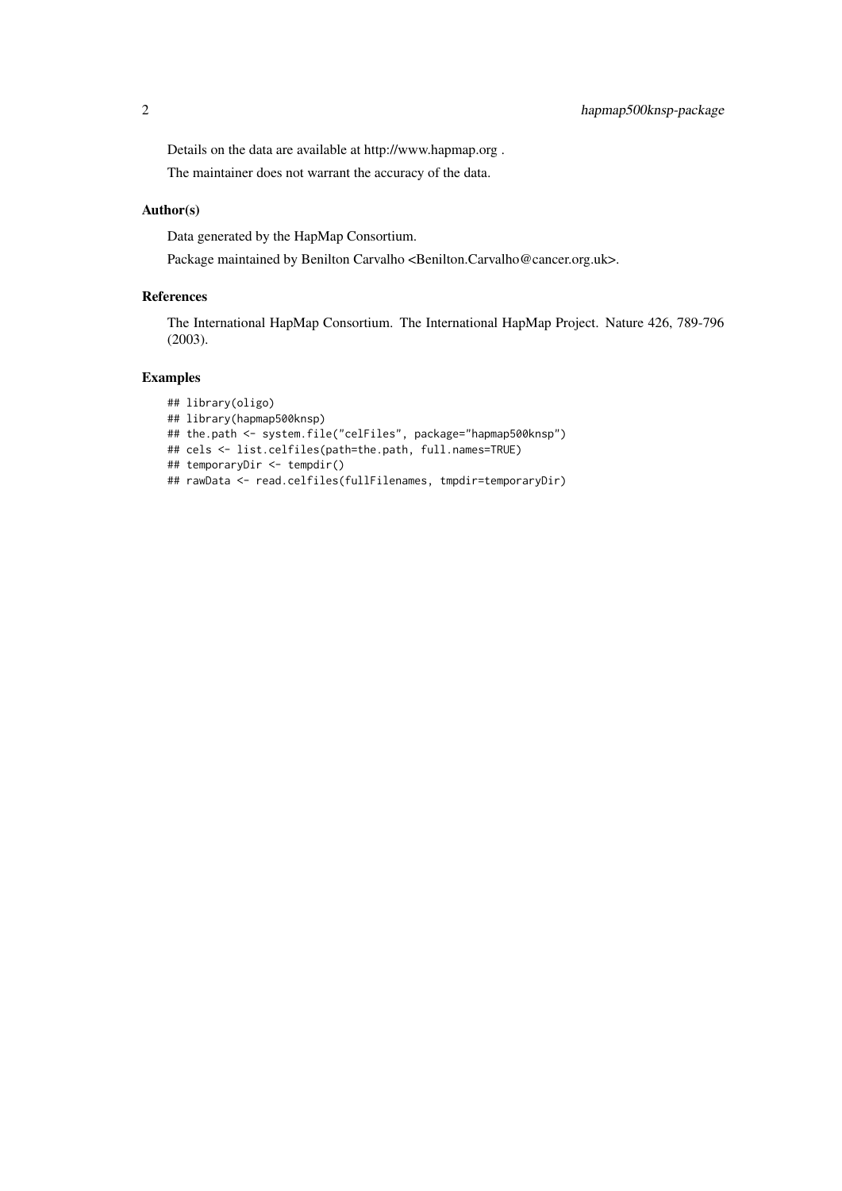Details on the data are available at http://www.hapmap.org .

The maintainer does not warrant the accuracy of the data.

### Author(s)

Data generated by the HapMap Consortium.

Package maintained by Benilton Carvalho <Benilton.Carvalho@cancer.org.uk>.

### References

The International HapMap Consortium. The International HapMap Project. Nature 426, 789-796 (2003).

### Examples

```
## library(oligo)
## library(hapmap500knsp)
## the.path <- system.file("celFiles", package="hapmap500knsp")
## cels <- list.celfiles(path=the.path, full.names=TRUE)
## temporaryDir <- tempdir()
## rawData <- read.celfiles(fullFilenames, tmpdir=temporaryDir)
```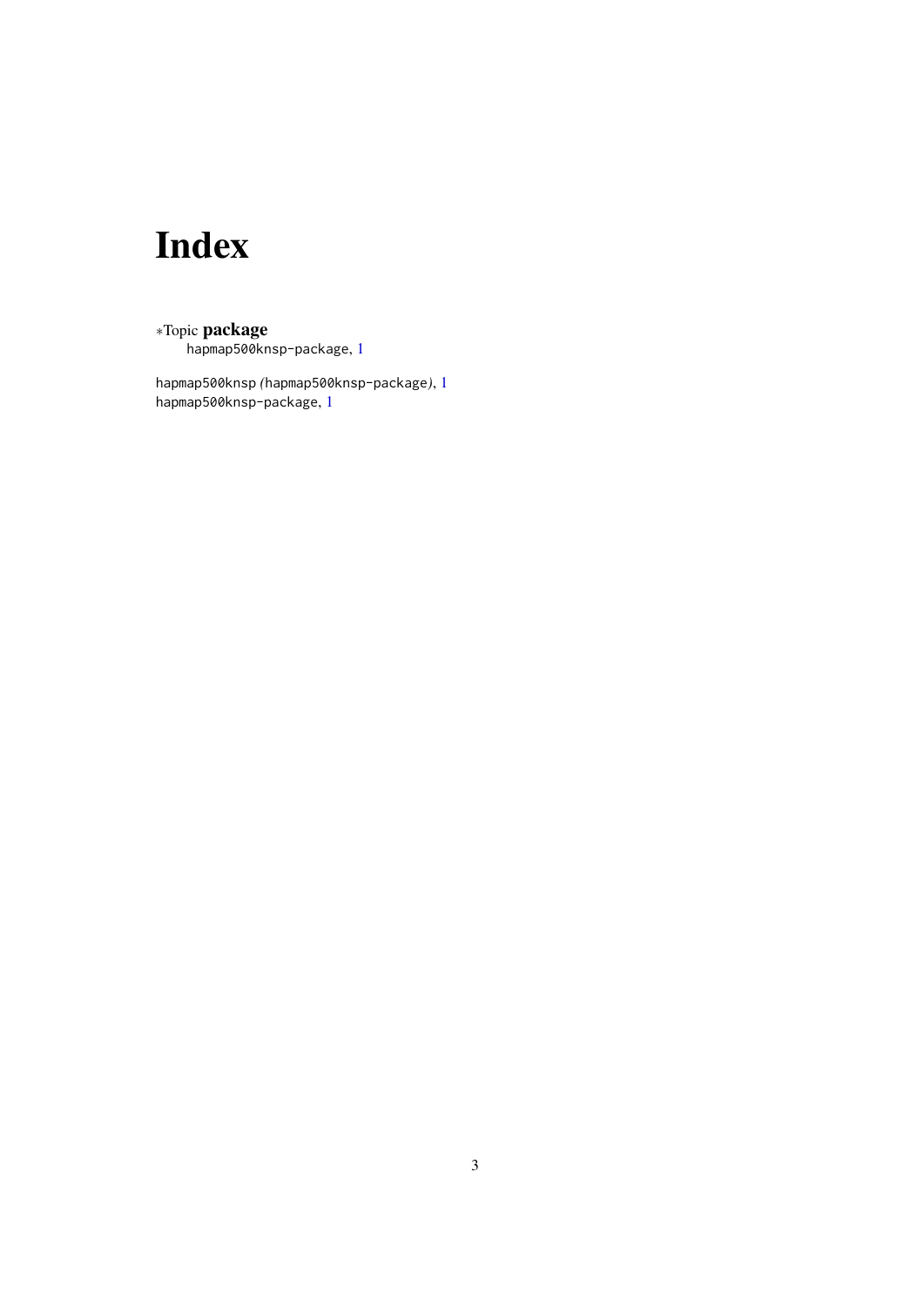# Index

*Topic **package**
    hapmap500knsp-package, 1

hapmap500knsp *(hapmap500knsp-package)*, 1
hapmap500knsp-package, 1